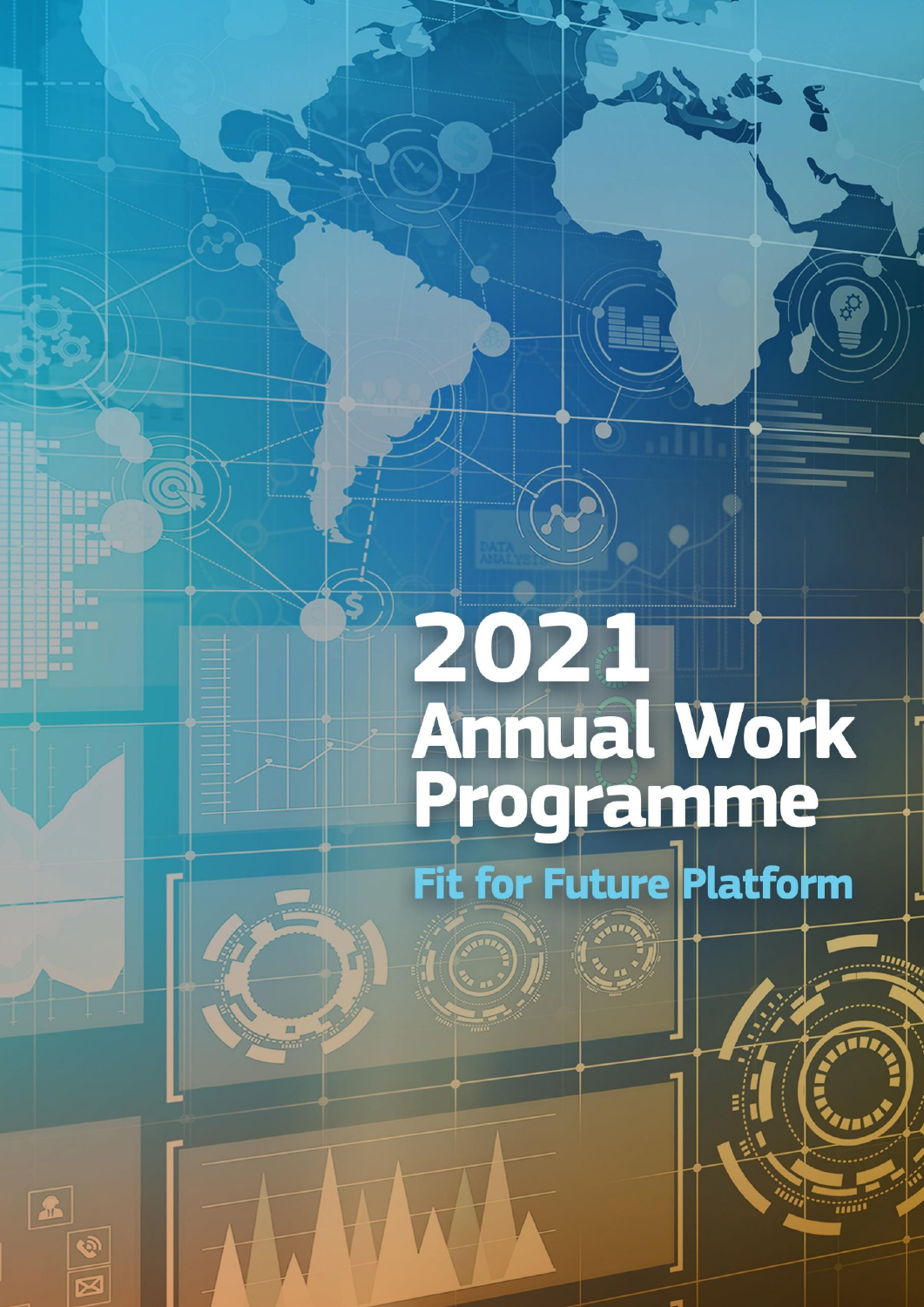# 2021 Annual Work Programme

## Fit for Future Platform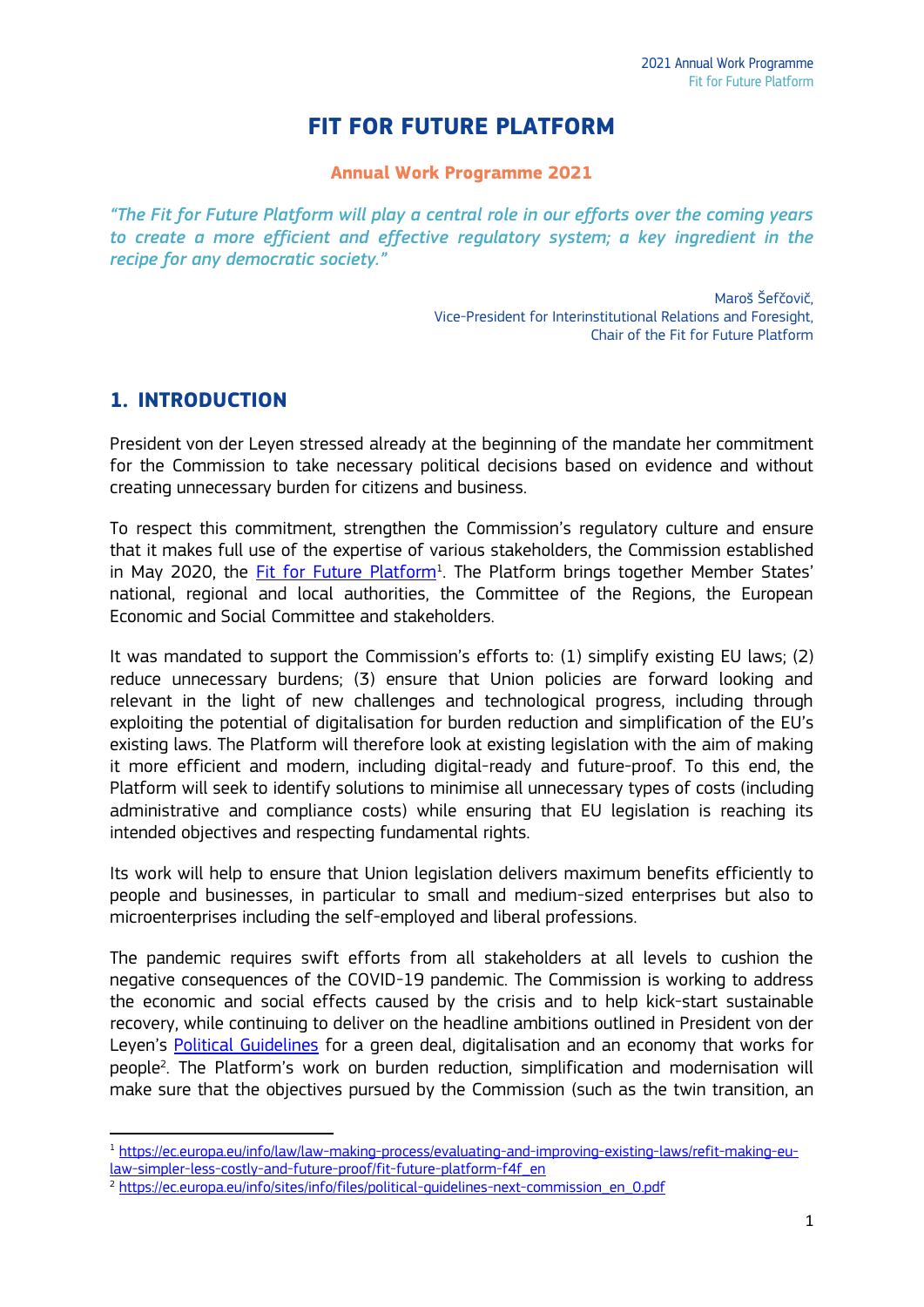# FIT FOR FUTURE PLATFORM

**Annual Work Programme 2021**

*"The Fit for Future Platform will play a central role in our efforts over the coming years to create a more efficient and effective regulatory system; a key ingredient in the recipe for any democratic society."*

Maroš Šefčovič,
Vice-President for Interinstitutional Relations and Foresight,
Chair of the Fit for Future Platform

## 1. INTRODUCTION

President von der Leyen stressed already at the beginning of the mandate her commitment for the Commission to take necessary political decisions based on evidence and without creating unnecessary burden for citizens and business.

To respect this commitment, strengthen the Commission's regulatory culture and ensure that it makes full use of the expertise of various stakeholders, the Commission established in May 2020, the [Fit for Future Platform][1]. The Platform brings together Member States' national, regional and local authorities, the Committee of the Regions, the European Economic and Social Committee and stakeholders.

It was mandated to support the Commission's efforts to: (1) simplify existing EU laws; (2) reduce unnecessary burdens; (3) ensure that Union policies are forward looking and relevant in the light of new challenges and technological progress, including through exploiting the potential of digitalisation for burden reduction and simplification of the EU's existing laws. The Platform will therefore look at existing legislation with the aim of making it more efficient and modern, including digital-ready and future-proof. To this end, the Platform will seek to identify solutions to minimise all unnecessary types of costs (including administrative and compliance costs) while ensuring that EU legislation is reaching its intended objectives and respecting fundamental rights.

Its work will help to ensure that Union legislation delivers maximum benefits efficiently to people and businesses, in particular to small and medium-sized enterprises but also to microenterprises including the self-employed and liberal professions.

The pandemic requires swift efforts from all stakeholders at all levels to cushion the negative consequences of the COVID-19 pandemic. The Commission is working to address the economic and social effects caused by the crisis and to help kick-start sustainable recovery, while continuing to deliver on the headline ambitions outlined in President von der Leyen's [Political Guidelines] for a green deal, digitalisation and an economy that works for people[2]. The Platform's work on burden reduction, simplification and modernisation will make sure that the objectives pursued by the Commission (such as the twin transition, an

---

[1] https://ec.europa.eu/info/law/law-making-process/evaluating-and-improving-existing-laws/refit-making-eu-law-simpler-less-costly-and-future-proof/fit-future-platform-f4f_en

[2] https://ec.europa.eu/info/sites/info/files/political-guidelines-next-commission_en_0.pdf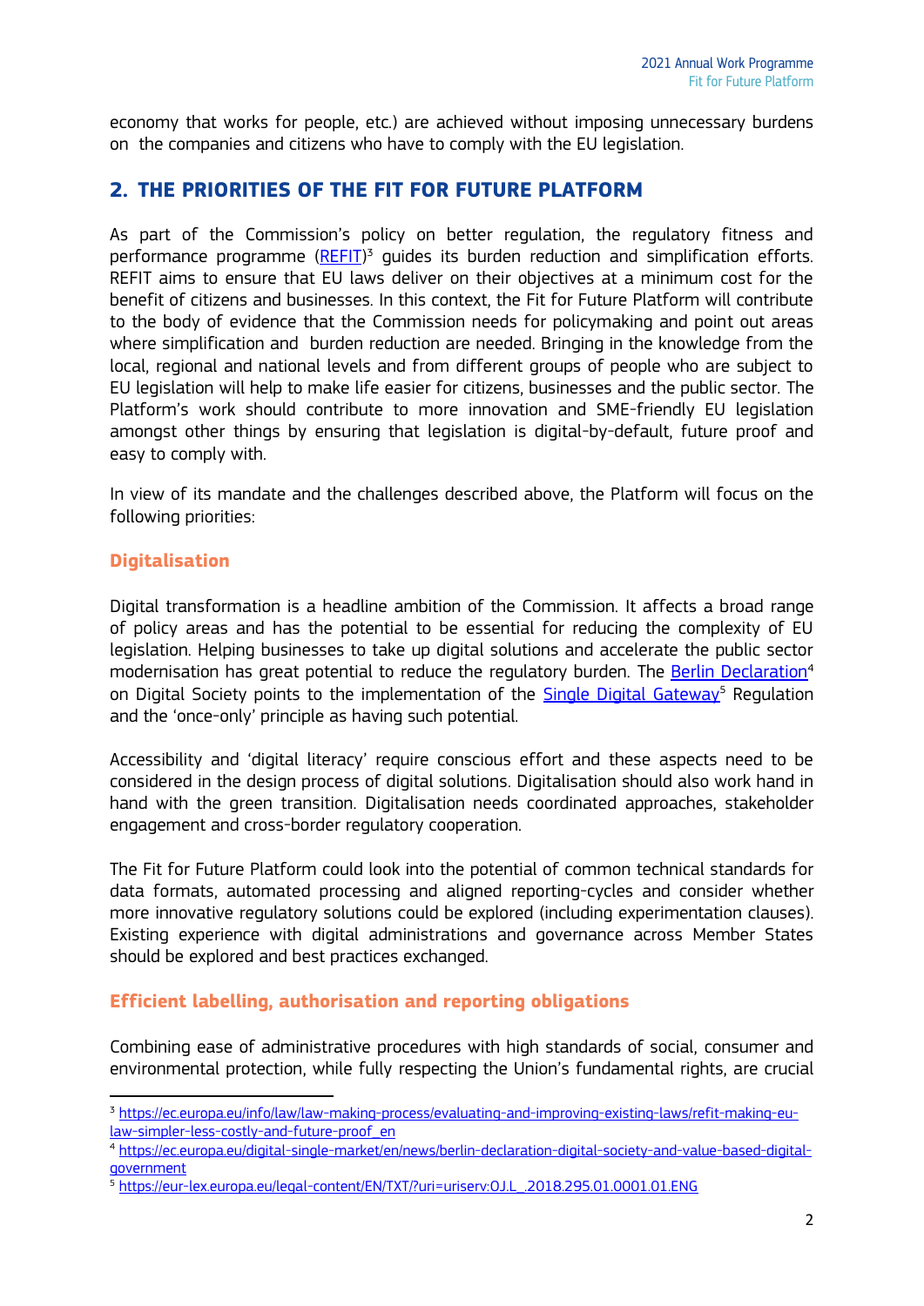economy that works for people, etc.) are achieved without imposing unnecessary burdens on the companies and citizens who have to comply with the EU legislation.

## 2. THE PRIORITIES OF THE FIT FOR FUTURE PLATFORM

As part of the Commission's policy on better regulation, the regulatory fitness and performance programme (REFIT)[3] guides its burden reduction and simplification efforts. REFIT aims to ensure that EU laws deliver on their objectives at a minimum cost for the benefit of citizens and businesses. In this context, the Fit for Future Platform will contribute to the body of evidence that the Commission needs for policymaking and point out areas where simplification and burden reduction are needed. Bringing in the knowledge from the local, regional and national levels and from different groups of people who are subject to EU legislation will help to make life easier for citizens, businesses and the public sector. The Platform's work should contribute to more innovation and SME-friendly EU legislation amongst other things by ensuring that legislation is digital-by-default, future proof and easy to comply with.

In view of its mandate and the challenges described above, the Platform will focus on the following priorities:

### Digitalisation

Digital transformation is a headline ambition of the Commission. It affects a broad range of policy areas and has the potential to be essential for reducing the complexity of EU legislation. Helping businesses to take up digital solutions and accelerate the public sector modernisation has great potential to reduce the regulatory burden. The Berlin Declaration[4] on Digital Society points to the implementation of the Single Digital Gateway[5] Regulation and the 'once-only' principle as having such potential.

Accessibility and 'digital literacy' require conscious effort and these aspects need to be considered in the design process of digital solutions. Digitalisation should also work hand in hand with the green transition. Digitalisation needs coordinated approaches, stakeholder engagement and cross-border regulatory cooperation.

The Fit for Future Platform could look into the potential of common technical standards for data formats, automated processing and aligned reporting-cycles and consider whether more innovative regulatory solutions could be explored (including experimentation clauses). Existing experience with digital administrations and governance across Member States should be explored and best practices exchanged.

### Efficient labelling, authorisation and reporting obligations

Combining ease of administrative procedures with high standards of social, consumer and environmental protection, while fully respecting the Union's fundamental rights, are crucial

---

[3] https://ec.europa.eu/info/law/law-making-process/evaluating-and-improving-existing-laws/refit-making-eu-law-simpler-less-costly-and-future-proof_en

[4] https://ec.europa.eu/digital-single-market/en/news/berlin-declaration-digital-society-and-value-based-digital-government

[5] https://eur-lex.europa.eu/legal-content/EN/TXT/?uri=uriserv:OJ.L_.2018.295.01.0001.01.ENG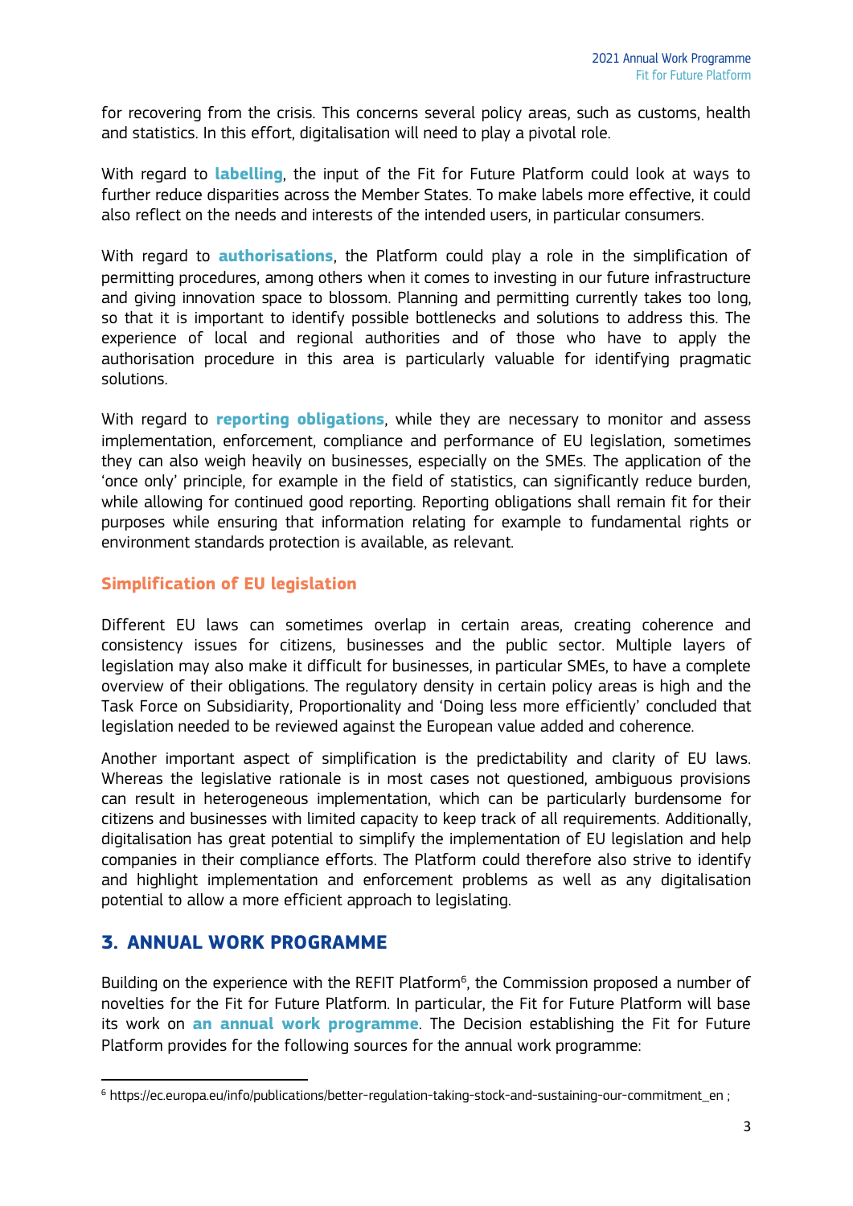for recovering from the crisis. This concerns several policy areas, such as customs, health and statistics. In this effort, digitalisation will need to play a pivotal role.

With regard to **labelling**, the input of the Fit for Future Platform could look at ways to further reduce disparities across the Member States. To make labels more effective, it could also reflect on the needs and interests of the intended users, in particular consumers.

With regard to **authorisations**, the Platform could play a role in the simplification of permitting procedures, among others when it comes to investing in our future infrastructure and giving innovation space to blossom. Planning and permitting currently takes too long, so that it is important to identify possible bottlenecks and solutions to address this. The experience of local and regional authorities and of those who have to apply the authorisation procedure in this area is particularly valuable for identifying pragmatic solutions.

With regard to **reporting obligations**, while they are necessary to monitor and assess implementation, enforcement, compliance and performance of EU legislation, sometimes they can also weigh heavily on businesses, especially on the SMEs. The application of the 'once only' principle, for example in the field of statistics, can significantly reduce burden, while allowing for continued good reporting. Reporting obligations shall remain fit for their purposes while ensuring that information relating for example to fundamental rights or environment standards protection is available, as relevant.

### Simplification of EU legislation

Different EU laws can sometimes overlap in certain areas, creating coherence and consistency issues for citizens, businesses and the public sector. Multiple layers of legislation may also make it difficult for businesses, in particular SMEs, to have a complete overview of their obligations. The regulatory density in certain policy areas is high and the Task Force on Subsidiarity, Proportionality and 'Doing less more efficiently' concluded that legislation needed to be reviewed against the European value added and coherence.

Another important aspect of simplification is the predictability and clarity of EU laws. Whereas the legislative rationale is in most cases not questioned, ambiguous provisions can result in heterogeneous implementation, which can be particularly burdensome for citizens and businesses with limited capacity to keep track of all requirements. Additionally, digitalisation has great potential to simplify the implementation of EU legislation and help companies in their compliance efforts. The Platform could therefore also strive to identify and highlight implementation and enforcement problems as well as any digitalisation potential to allow a more efficient approach to legislating.

## 3. ANNUAL WORK PROGRAMME

Building on the experience with the REFIT Platform[6], the Commission proposed a number of novelties for the Fit for Future Platform. In particular, the Fit for Future Platform will base its work on **an annual work programme**. The Decision establishing the Fit for Future Platform provides for the following sources for the annual work programme:

[6] https://ec.europa.eu/info/publications/better-regulation-taking-stock-and-sustaining-our-commitment_en ;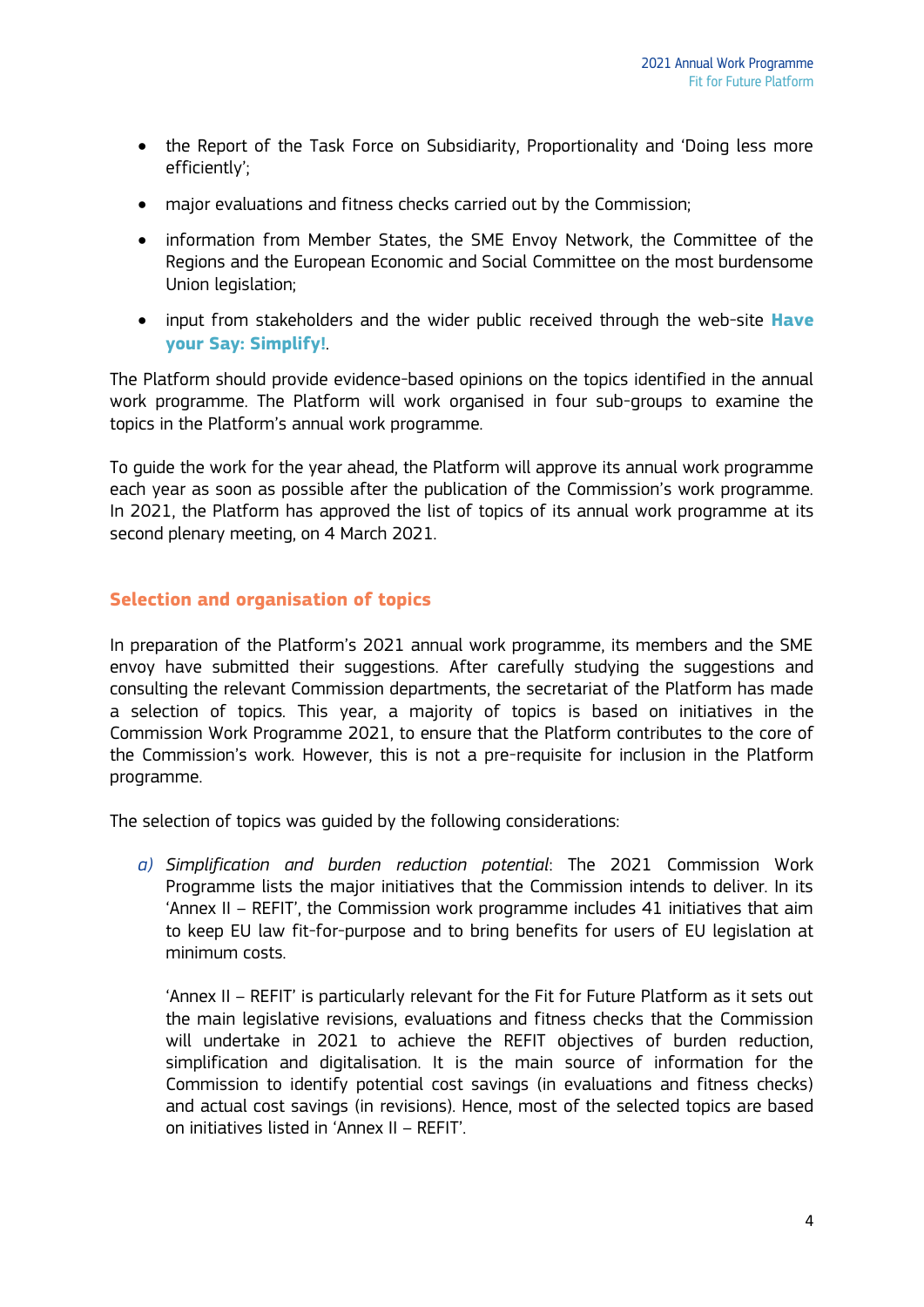- the Report of the Task Force on Subsidiarity, Proportionality and 'Doing less more efficiently';
- major evaluations and fitness checks carried out by the Commission;
- information from Member States, the SME Envoy Network, the Committee of the Regions and the European Economic and Social Committee on the most burdensome Union legislation;
- input from stakeholders and the wider public received through the web-site **Have your Say: Simplify!**.

The Platform should provide evidence-based opinions on the topics identified in the annual work programme. The Platform will work organised in four sub-groups to examine the topics in the Platform's annual work programme.

To guide the work for the year ahead, the Platform will approve its annual work programme each year as soon as possible after the publication of the Commission's work programme. In 2021, the Platform has approved the list of topics of its annual work programme at its second plenary meeting, on 4 March 2021.

## Selection and organisation of topics

In preparation of the Platform's 2021 annual work programme, its members and the SME envoy have submitted their suggestions. After carefully studying the suggestions and consulting the relevant Commission departments, the secretariat of the Platform has made a selection of topics. This year, a majority of topics is based on initiatives in the Commission Work Programme 2021, to ensure that the Platform contributes to the core of the Commission's work. However, this is not a pre-requisite for inclusion in the Platform programme.

The selection of topics was guided by the following considerations:

a) *Simplification and burden reduction potential*: The 2021 Commission Work Programme lists the major initiatives that the Commission intends to deliver. In its 'Annex II – REFIT', the Commission work programme includes 41 initiatives that aim to keep EU law fit-for-purpose and to bring benefits for users of EU legislation at minimum costs.

   'Annex II – REFIT' is particularly relevant for the Fit for Future Platform as it sets out the main legislative revisions, evaluations and fitness checks that the Commission will undertake in 2021 to achieve the REFIT objectives of burden reduction, simplification and digitalisation. It is the main source of information for the Commission to identify potential cost savings (in evaluations and fitness checks) and actual cost savings (in revisions). Hence, most of the selected topics are based on initiatives listed in 'Annex II – REFIT'.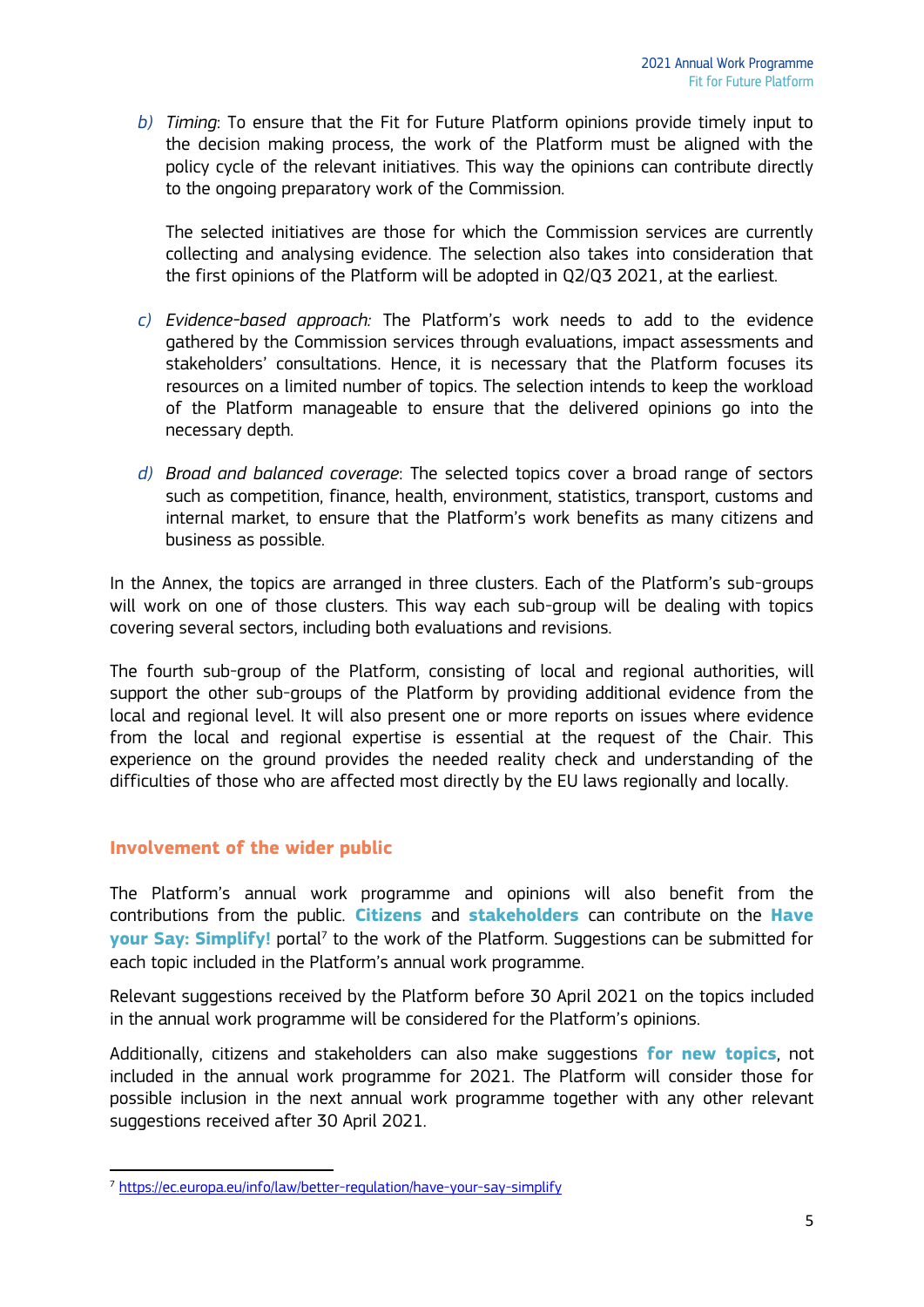b) *Timing*: To ensure that the Fit for Future Platform opinions provide timely input to the decision making process, the work of the Platform must be aligned with the policy cycle of the relevant initiatives. This way the opinions can contribute directly to the ongoing preparatory work of the Commission.

   The selected initiatives are those for which the Commission services are currently collecting and analysing evidence. The selection also takes into consideration that the first opinions of the Platform will be adopted in Q2/Q3 2021, at the earliest.

c) *Evidence-based approach:* The Platform's work needs to add to the evidence gathered by the Commission services through evaluations, impact assessments and stakeholders' consultations. Hence, it is necessary that the Platform focuses its resources on a limited number of topics. The selection intends to keep the workload of the Platform manageable to ensure that the delivered opinions go into the necessary depth.

d) *Broad and balanced coverage*: The selected topics cover a broad range of sectors such as competition, finance, health, environment, statistics, transport, customs and internal market, to ensure that the Platform's work benefits as many citizens and business as possible.

In the Annex, the topics are arranged in three clusters. Each of the Platform's sub-groups will work on one of those clusters. This way each sub-group will be dealing with topics covering several sectors, including both evaluations and revisions.

The fourth sub-group of the Platform, consisting of local and regional authorities, will support the other sub-groups of the Platform by providing additional evidence from the local and regional level. It will also present one or more reports on issues where evidence from the local and regional expertise is essential at the request of the Chair. This experience on the ground provides the needed reality check and understanding of the difficulties of those who are affected most directly by the EU laws regionally and locally.

## Involvement of the wider public

The Platform's annual work programme and opinions will also benefit from the contributions from the public. **Citizens** and **stakeholders** can contribute on the **Have your Say: Simplify!** portal[7] to the work of the Platform. Suggestions can be submitted for each topic included in the Platform's annual work programme.

Relevant suggestions received by the Platform before 30 April 2021 on the topics included in the annual work programme will be considered for the Platform's opinions.

Additionally, citizens and stakeholders can also make suggestions **for new topics**, not included in the annual work programme for 2021. The Platform will consider those for possible inclusion in the next annual work programme together with any other relevant suggestions received after 30 April 2021.

---

[7] https://ec.europa.eu/info/law/better-regulation/have-your-say-simplify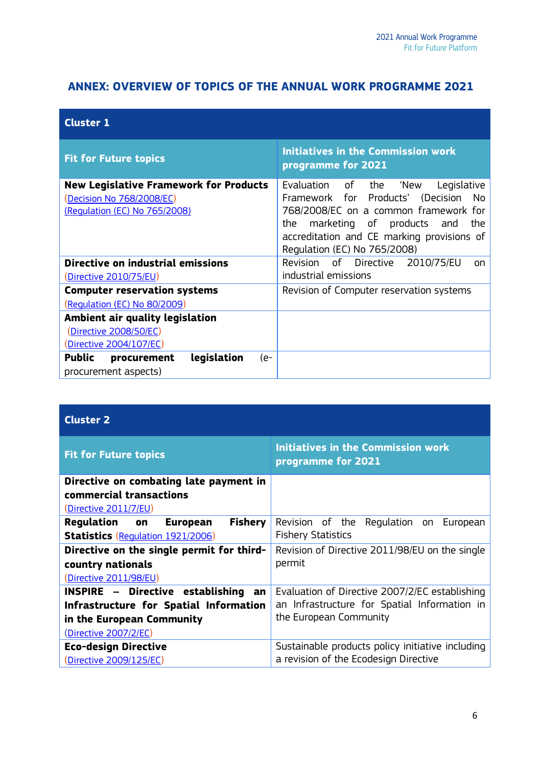## ANNEX: OVERVIEW OF TOPICS OF THE ANNUAL WORK PROGRAMME 2021

| Cluster 1 | |
|---|---|
| **Fit for Future topics** | **Initiatives in the Commission work programme for 2021** |
| **New Legislative Framework for Products** (Decision No 768/2008/EC) (Regulation (EC) No 765/2008) | Evaluation of the 'New Legislative Framework for Products' (Decision No 768/2008/EC on a common framework for the marketing of products and the accreditation and CE marking provisions of Regulation (EC) No 765/2008) |
| **Directive on industrial emissions** (Directive 2010/75/EU) | Revision of Directive 2010/75/EU on industrial emissions |
| **Computer reservation systems** (Regulation (EC) No 80/2009) | Revision of Computer reservation systems |
| **Ambient air quality legislation** (Directive 2008/50/EC) (Directive 2004/107/EC) | |
| **Public procurement legislation** (e-procurement aspects) | |

| Cluster 2 | |
|---|---|
| **Fit for Future topics** | **Initiatives in the Commission work programme for 2021** |
| **Directive on combating late payment in commercial transactions** (Directive 2011/7/EU) | |
| **Regulation on European Fishery Statistics** (Regulation 1921/2006) | Revision of the Regulation on European Fishery Statistics |
| **Directive on the single permit for third-country nationals** (Directive 2011/98/EU) | Revision of Directive 2011/98/EU on the single permit |
| **INSPIRE – Directive establishing an Infrastructure for Spatial Information in the European Community** (Directive 2007/2/EC) | Evaluation of Directive 2007/2/EC establishing an Infrastructure for Spatial Information in the European Community |
| **Eco-design Directive** (Directive 2009/125/EC) | Sustainable products policy initiative including a revision of the Ecodesign Directive |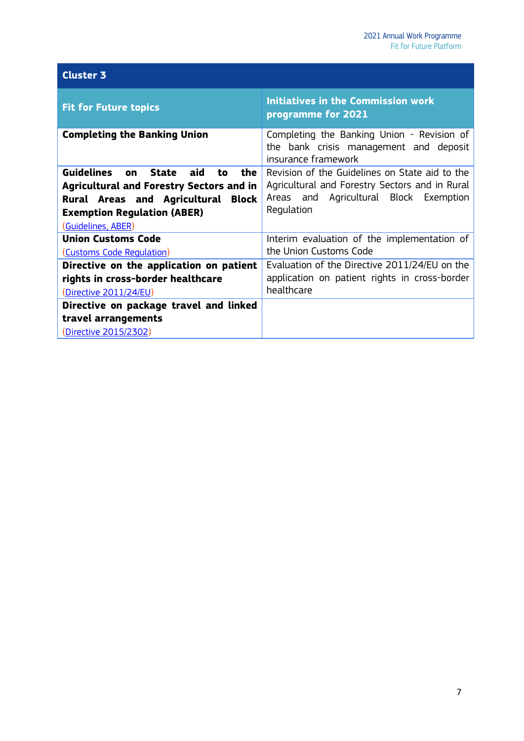| Cluster 3 | |
|---|---|
| **Fit for Future topics** | **Initiatives in the Commission work programme for 2021** |
| **Completing the Banking Union** | Completing the Banking Union - Revision of the bank crisis management and deposit insurance framework |
| **Guidelines on State aid to the Agricultural and Forestry Sectors and in Rural Areas and Agricultural Block Exemption Regulation (ABER)** (Guidelines, ABER) | Revision of the Guidelines on State aid to the Agricultural and Forestry Sectors and in Rural Areas and Agricultural Block Exemption Regulation |
| **Union Customs Code** (Customs Code Regulation) | Interim evaluation of the implementation of the Union Customs Code |
| **Directive on the application on patient rights in cross-border healthcare** (Directive 2011/24/EU) | Evaluation of the Directive 2011/24/EU on the application on patient rights in cross-border healthcare |
| **Directive on package travel and linked travel arrangements** (Directive 2015/2302) | |